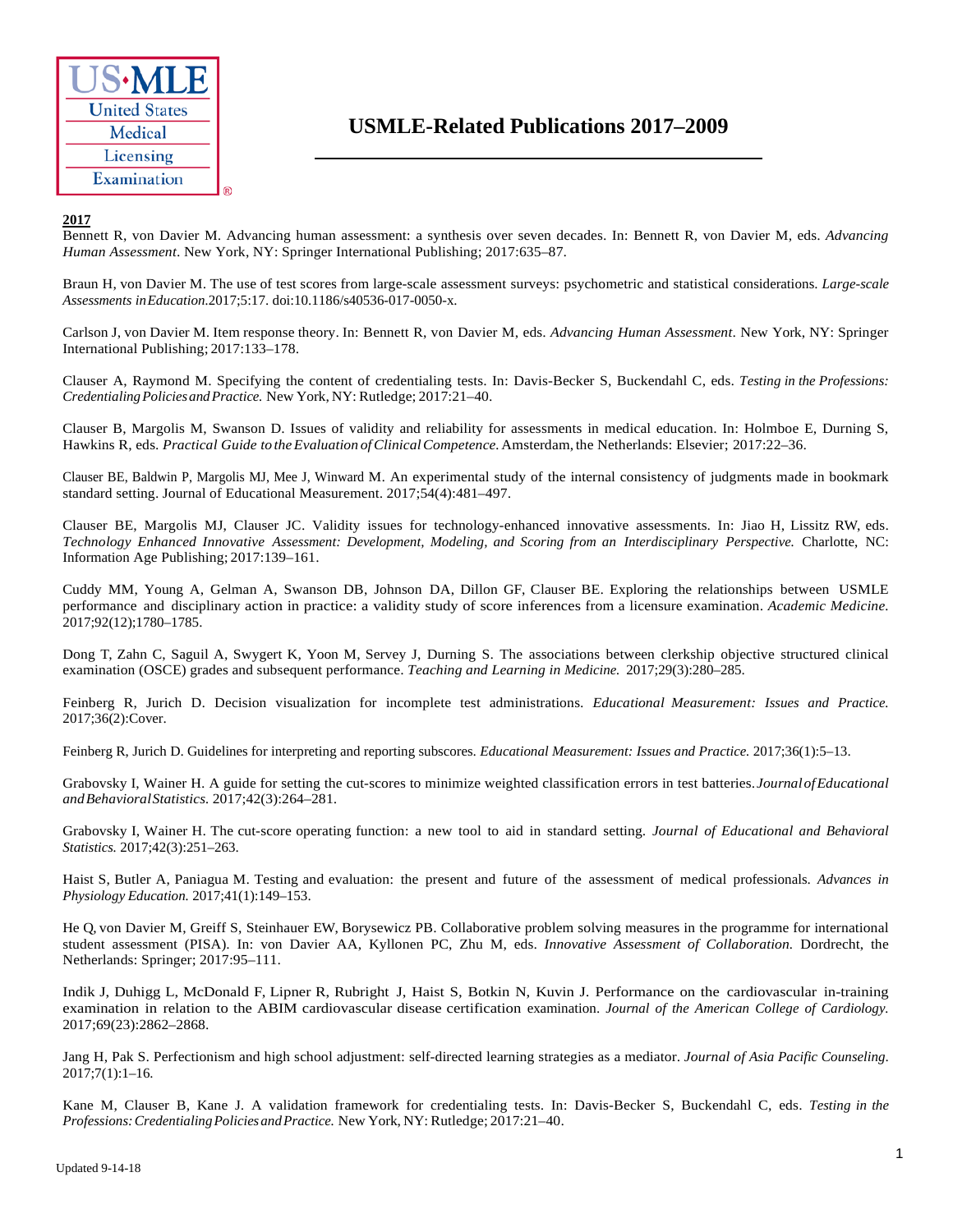# USMLE-Related Publications 2017–2009

**2017**

Bennett R, von Davier M. Advancing human assessment: a synthesis over seven decades. In: Bennett R, von Davier M, eds. *Advancing Human Assessment*. New York, NY: Springer International Publishing; 2017:635–87.

Braun H, von Davier M. The use of test scores from large-scale assessment surveys: psychometric and statistical considerations. *Large-scale Assessments in Education.* 2017;5:17. doi:10.1186/s40536-017-0050-x.

Carlson J, von Davier M. Item response theory. In: Bennett R, von Davier M, eds. *Advancing Human Assessment*. New York, NY: Springer International Publishing; 2017:133–178.

Clauser A, Raymond M. Specifying the content of credentialing tests. In: Davis-Becker S, Buckendahl C, eds. *Testing in the Professions: Credentialing Policies and Practice.* New York, NY: Rutledge; 2017:21–40.

Clauser B, Margolis M, Swanson D. Issues of validity and reliability for assessments in medical education. In: Holmboe E, Durning S, Hawkins R, eds. *Practical Guide to the Evaluation of Clinical Competence.* Amsterdam, the Netherlands: Elsevier; 2017:22–36.

Clauser BE, Baldwin P, Margolis MJ, Mee J, Winward M. An experimental study of the internal consistency of judgments made in bookmark standard setting. Journal of Educational Measurement. 2017;54(4):481–497.

Clauser BE, Margolis MJ, Clauser JC. Validity issues for technology-enhanced innovative assessments. In: Jiao H, Lissitz RW, eds. *Technology Enhanced Innovative Assessment: Development, Modeling, and Scoring from an Interdisciplinary Perspective.* Charlotte, NC: Information Age Publishing; 2017:139–161.

Cuddy MM, Young A, Gelman A, Swanson DB, Johnson DA, Dillon GF, Clauser BE. Exploring the relationships between USMLE performance and disciplinary action in practice: a validity study of score inferences from a licensure examination. *Academic Medicine.* 2017;92(12);1780–1785.

Dong T, Zahn C, Saguil A, Swygert K, Yoon M, Servey J, Durning S. The associations between clerkship objective structured clinical examination (OSCE) grades and subsequent performance. *Teaching and Learning in Medicine.* 2017;29(3):280–285.

Feinberg R, Jurich D. Decision visualization for incomplete test administrations. *Educational Measurement: Issues and Practice.* 2017;36(2):Cover.

Feinberg R, Jurich D. Guidelines for interpreting and reporting subscores. *Educational Measurement: Issues and Practice.* 2017;36(1):5–13.

Grabovsky I, Wainer H. A guide for setting the cut-scores to minimize weighted classification errors in test batteries. *Journal of Educational and Behavioral Statistics.* 2017;42(3):264–281.

Grabovsky I, Wainer H. The cut-score operating function: a new tool to aid in standard setting. *Journal of Educational and Behavioral Statistics.* 2017;42(3):251–263.

Haist S, Butler A, Paniagua M. Testing and evaluation: the present and future of the assessment of medical professionals. *Advances in Physiology Education.* 2017;41(1):149–153.

He Q, von Davier M, Greiff S, Steinhauer EW, Borysewicz PB. Collaborative problem solving measures in the programme for international student assessment (PISA). In: von Davier AA, Kyllonen PC, Zhu M, eds. *Innovative Assessment of Collaboration.* Dordrecht, the Netherlands: Springer; 2017:95–111.

Indik J, Duhigg L, McDonald F, Lipner R, Rubright J, Haist S, Botkin N, Kuvin J. Performance on the cardiovascular in-training examination in relation to the ABIM cardiovascular disease certification examination. *Journal of the American College of Cardiology.* 2017;69(23):2862–2868.

Jang H, Pak S. Perfectionism and high school adjustment: self-directed learning strategies as a mediator. *Journal of Asia Pacific Counseling.* 2017;7(1):1–16.

Kane M, Clauser B, Kane J. A validation framework for credentialing tests. In: Davis-Becker S, Buckendahl C, eds. *Testing in the Professions: Credentialing Policies and Practice.* New York, NY: Rutledge; 2017:21–40.

Updated 9-14-18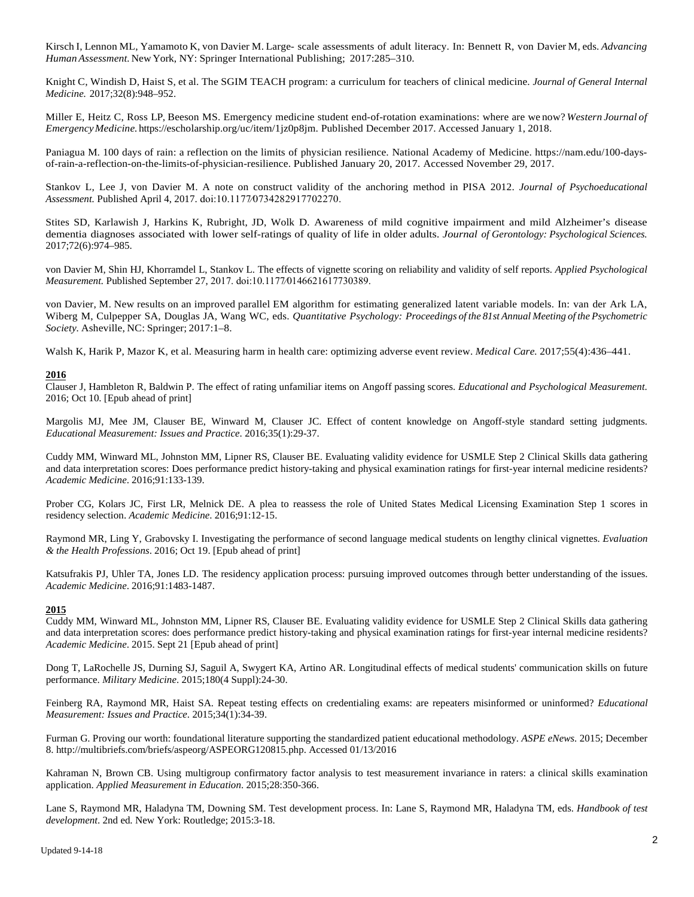Kirsch I, Lennon ML, Yamamoto K, von Davier M. Large- scale assessments of adult literacy. In: Bennett R, von Davier M, eds. *Advancing Human Assessment*. New York, NY: Springer International Publishing; 2017:285–310.

Knight C, Windish D, Haist S, et al. The SGIM TEACH program: a curriculum for teachers of clinical medicine. *Journal of General Internal Medicine.* 2017;32(8):948–952.

Miller E, Heitz C, Ross LP, Beeson MS. Emergency medicine student end-of-rotation examinations: where are we now? *Western Journal of Emergency Medicine.* https://escholarship.org/uc/item/1jz0p8jm. Published December 2017. Accessed January 1, 2018.

Paniagua M. 100 days of rain: a reflection on the limits of physician resilience. National Academy of Medicine. https://nam.edu/100-days-of-rain-a-reflection-on-the-limits-of-physician-resilience. Published January 20, 2017. Accessed November 29, 2017.

Stankov L, Lee J, von Davier M. A note on construct validity of the anchoring method in PISA 2012. *Journal of Psychoeducational Assessment.* Published April 4, 2017. doi:10.1177/0734282917702270.

Stites SD, Karlawish J, Harkins K, Rubright, JD, Wolk D. Awareness of mild cognitive impairment and mild Alzheimer's disease dementia diagnoses associated with lower self-ratings of quality of life in older adults. *Journal of Gerontology: Psychological Sciences.* 2017;72(6):974–985.

von Davier M, Shin HJ, Khorramdel L, Stankov L. The effects of vignette scoring on reliability and validity of self reports. *Applied Psychological Measurement.* Published September 27, 2017. doi:10.1177/0146621617730389.

von Davier, M. New results on an improved parallel EM algorithm for estimating generalized latent variable models. In: van der Ark LA, Wiberg M, Culpepper SA, Douglas JA, Wang WC, eds. *Quantitative Psychology: Proceedings of the 81st Annual Meeting of the Psychometric Society.* Asheville, NC: Springer; 2017:1–8.

Walsh K, Harik P, Mazor K, et al. Measuring harm in health care: optimizing adverse event review. *Medical Care.* 2017;55(4):436–441.

**2016**

Clauser J, Hambleton R, Baldwin P. The effect of rating unfamiliar items on Angoff passing scores. *Educational and Psychological Measurement*. 2016; Oct 10. [Epub ahead of print]

Margolis MJ, Mee JM, Clauser BE, Winward M, Clauser JC. Effect of content knowledge on Angoff-style standard setting judgments. *Educational Measurement: Issues and Practice*. 2016;35(1):29-37.

Cuddy MM, Winward ML, Johnston MM, Lipner RS, Clauser BE. Evaluating validity evidence for USMLE Step 2 Clinical Skills data gathering and data interpretation scores: Does performance predict history-taking and physical examination ratings for first-year internal medicine residents? *Academic Medicine*. 2016;91:133-139.

Prober CG, Kolars JC, First LR, Melnick DE. A plea to reassess the role of United States Medical Licensing Examination Step 1 scores in residency selection. *Academic Medicine*. 2016;91:12-15.

Raymond MR, Ling Y, Grabovsky I. Investigating the performance of second language medical students on lengthy clinical vignettes. *Evaluation & the Health Professions*. 2016; Oct 19. [Epub ahead of print]

Katsufrakis PJ, Uhler TA, Jones LD. The residency application process: pursuing improved outcomes through better understanding of the issues. *Academic Medicine*. 2016;91:1483-1487.

**2015**

Cuddy MM, Winward ML, Johnston MM, Lipner RS, Clauser BE. Evaluating validity evidence for USMLE Step 2 Clinical Skills data gathering and data interpretation scores: does performance predict history-taking and physical examination ratings for first-year internal medicine residents? *Academic Medicine*. 2015. Sept 21 [Epub ahead of print]

Dong T, LaRochelle JS, Durning SJ, Saguil A, Swygert KA, Artino AR. Longitudinal effects of medical students' communication skills on future performance. *Military Medicine*. 2015;180(4 Suppl):24-30.

Feinberg RA, Raymond MR, Haist SA. Repeat testing effects on credentialing exams: are repeaters misinformed or uninformed? *Educational Measurement: Issues and Practice*. 2015;34(1):34-39.

Furman G. Proving our worth: foundational literature supporting the standardized patient educational methodology. *ASPE eNews*. 2015; December 8. http://multibriefs.com/briefs/aspeorg/ASPEORG120815.php. Accessed 01/13/2016

Kahraman N, Brown CB. Using multigroup confirmatory factor analysis to test measurement invariance in raters: a clinical skills examination application. *Applied Measurement in Education*. 2015;28:350-366.

Lane S, Raymond MR, Haladyna TM, Downing SM. Test development process. In: Lane S, Raymond MR, Haladyna TM, eds. *Handbook of test development*. 2nd ed. New York: Routledge; 2015:3-18.

Updated 9-14-18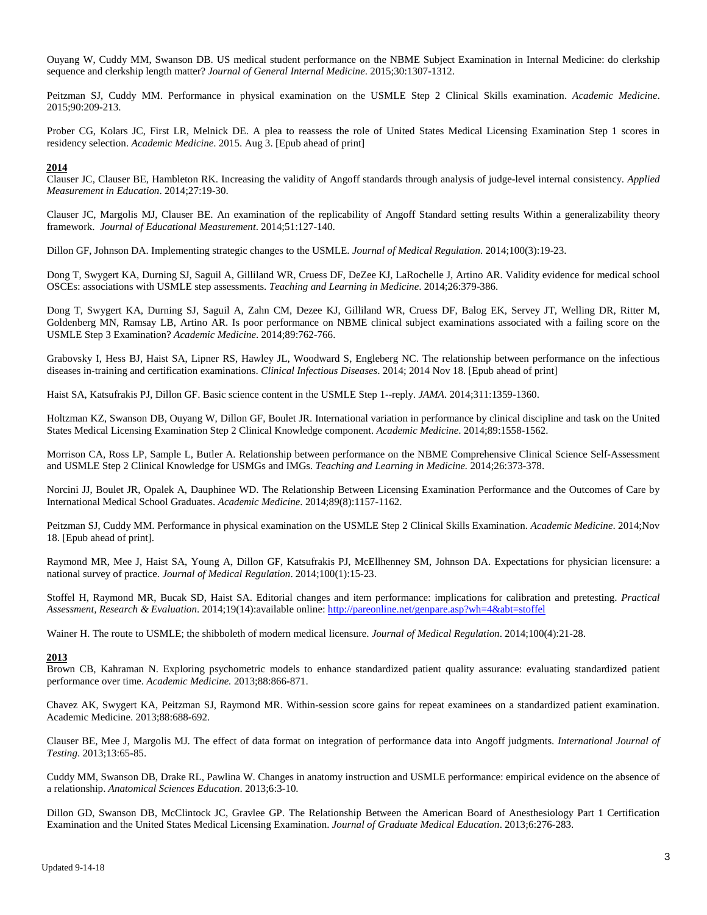Ouyang W, Cuddy MM, Swanson DB. US medical student performance on the NBME Subject Examination in Internal Medicine: do clerkship sequence and clerkship length matter? *Journal of General Internal Medicine*. 2015;30:1307-1312.

Peitzman SJ, Cuddy MM. Performance in physical examination on the USMLE Step 2 Clinical Skills examination. *Academic Medicine*. 2015;90:209-213.

Prober CG, Kolars JC, First LR, Melnick DE. A plea to reassess the role of United States Medical Licensing Examination Step 1 scores in residency selection. *Academic Medicine*. 2015. Aug 3. [Epub ahead of print]

**2014**

Clauser JC, Clauser BE, Hambleton RK. Increasing the validity of Angoff standards through analysis of judge-level internal consistency. *Applied Measurement in Education*. 2014;27:19-30.

Clauser JC, Margolis MJ, Clauser BE. An examination of the replicability of Angoff Standard setting results Within a generalizability theory framework. *Journal of Educational Measurement*. 2014;51:127-140.

Dillon GF, Johnson DA. Implementing strategic changes to the USMLE. *Journal of Medical Regulation*. 2014;100(3):19-23.

Dong T, Swygert KA, Durning SJ, Saguil A, Gilliland WR, Cruess DF, DeZee KJ, LaRochelle J, Artino AR. Validity evidence for medical school OSCEs: associations with USMLE step assessments. *Teaching and Learning in Medicine*. 2014;26:379-386.

Dong T, Swygert KA, Durning SJ, Saguil A, Zahn CM, Dezee KJ, Gilliland WR, Cruess DF, Balog EK, Servey JT, Welling DR, Ritter M, Goldenberg MN, Ramsay LB, Artino AR. Is poor performance on NBME clinical subject examinations associated with a failing score on the USMLE Step 3 Examination? *Academic Medicine*. 2014;89:762-766.

Grabovsky I, Hess BJ, Haist SA, Lipner RS, Hawley JL, Woodward S, Engleberg NC. The relationship between performance on the infectious diseases in-training and certification examinations. *Clinical Infectious Diseases*. 2014; 2014 Nov 18. [Epub ahead of print]

Haist SA, Katsufrakis PJ, Dillon GF. Basic science content in the USMLE Step 1--reply. *JAMA*. 2014;311:1359-1360.

Holtzman KZ, Swanson DB, Ouyang W, Dillon GF, Boulet JR. International variation in performance by clinical discipline and task on the United States Medical Licensing Examination Step 2 Clinical Knowledge component. *Academic Medicine*. 2014;89:1558-1562.

Morrison CA, Ross LP, Sample L, Butler A. Relationship between performance on the NBME Comprehensive Clinical Science Self-Assessment and USMLE Step 2 Clinical Knowledge for USMGs and IMGs. *Teaching and Learning in Medicine.* 2014;26:373-378.

Norcini JJ, Boulet JR, Opalek A, Dauphinee WD. The Relationship Between Licensing Examination Performance and the Outcomes of Care by International Medical School Graduates. *Academic Medicine*. 2014;89(8):1157-1162.

Peitzman SJ, Cuddy MM. Performance in physical examination on the USMLE Step 2 Clinical Skills Examination. *Academic Medicine*. 2014;Nov 18. [Epub ahead of print].

Raymond MR, Mee J, Haist SA, Young A, Dillon GF, Katsufrakis PJ, McEllhenney SM, Johnson DA. Expectations for physician licensure: a national survey of practice. *Journal of Medical Regulation*. 2014;100(1):15-23.

Stoffel H, Raymond MR, Bucak SD, Haist SA. Editorial changes and item performance: implications for calibration and pretesting. *Practical Assessment, Research & Evaluation*. 2014;19(14):available online: http://pareonline.net/genpare.asp?wh=4&abt=stoffel

Wainer H. The route to USMLE; the shibboleth of modern medical licensure. *Journal of Medical Regulation*. 2014;100(4):21-28.

**2013**

Brown CB, Kahraman N. Exploring psychometric models to enhance standardized patient quality assurance: evaluating standardized patient performance over time. *Academic Medicine.* 2013;88:866-871.

Chavez AK, Swygert KA, Peitzman SJ, Raymond MR. Within-session score gains for repeat examinees on a standardized patient examination. Academic Medicine. 2013;88:688-692.

Clauser BE, Mee J, Margolis MJ. The effect of data format on integration of performance data into Angoff judgments. *International Journal of Testing*. 2013;13:65-85.

Cuddy MM, Swanson DB, Drake RL, Pawlina W. Changes in anatomy instruction and USMLE performance: empirical evidence on the absence of a relationship. *Anatomical Sciences Education*. 2013;6:3-10.

Dillon GD, Swanson DB, McClintock JC, Gravlee GP. The Relationship Between the American Board of Anesthesiology Part 1 Certification Examination and the United States Medical Licensing Examination. *Journal of Graduate Medical Education*. 2013;6:276-283.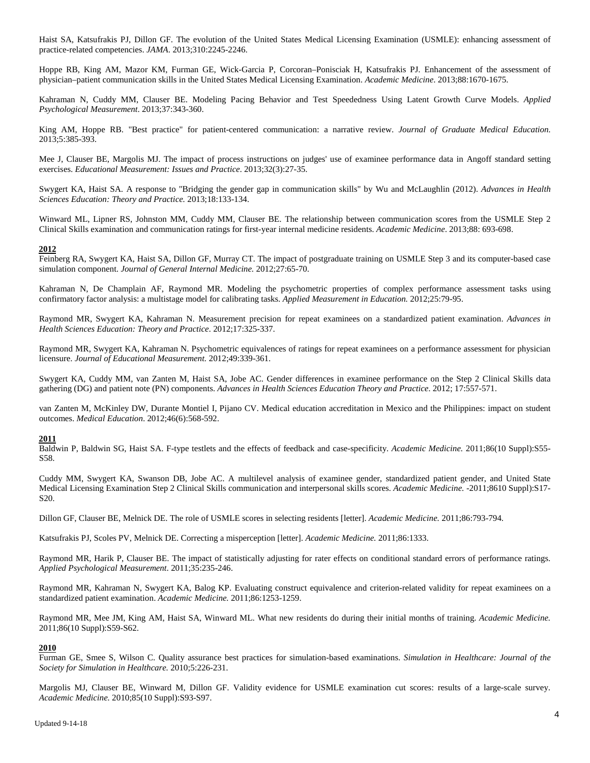Haist SA, Katsufrakis PJ, Dillon GF. The evolution of the United States Medical Licensing Examination (USMLE): enhancing assessment of practice-related competencies. *JAMA*. 2013;310:2245-2246.

Hoppe RB, King AM, Mazor KM, Furman GE, Wick-Garcia P, Corcoran–Ponisciak H, Katsufrakis PJ. Enhancement of the assessment of physician–patient communication skills in the United States Medical Licensing Examination. *Academic Medicine*. 2013;88:1670-1675.

Kahraman N, Cuddy MM, Clauser BE. Modeling Pacing Behavior and Test Speededness Using Latent Growth Curve Models. *Applied Psychological Measurement*. 2013;37:343-360.

King AM, Hoppe RB. "Best practice" for patient-centered communication: a narrative review. *Journal of Graduate Medical Education.* 2013;5:385-393.

Mee J, Clauser BE, Margolis MJ. The impact of process instructions on judges' use of examinee performance data in Angoff standard setting exercises. *Educational Measurement: Issues and Practice*. 2013;32(3):27-35.

Swygert KA, Haist SA. A response to "Bridging the gender gap in communication skills" by Wu and McLaughlin (2012). *Advances in Health Sciences Education: Theory and Practice.* 2013;18:133-134.

Winward ML, Lipner RS, Johnston MM, Cuddy MM, Clauser BE. The relationship between communication scores from the USMLE Step 2 Clinical Skills examination and communication ratings for first-year internal medicine residents. *Academic Medicine*. 2013;88: 693-698.

**2012**

Feinberg RA, Swygert KA, Haist SA, Dillon GF, Murray CT. The impact of postgraduate training on USMLE Step 3 and its computer-based case simulation component. *Journal of General Internal Medicine.* 2012;27:65-70.

Kahraman N, De Champlain AF, Raymond MR. Modeling the psychometric properties of complex performance assessment tasks using confirmatory factor analysis: a multistage model for calibrating tasks. *Applied Measurement in Education.* 2012;25:79-95.

Raymond MR, Swygert KA, Kahraman N. Measurement precision for repeat examinees on a standardized patient examination. *Advances in Health Sciences Education: Theory and Practice*. 2012;17:325-337.

Raymond MR, Swygert KA, Kahraman N. Psychometric equivalences of ratings for repeat examinees on a performance assessment for physician licensure. *Journal of Educational Measurement.* 2012;49:339-361.

Swygert KA, Cuddy MM, van Zanten M, Haist SA, Jobe AC. Gender differences in examinee performance on the Step 2 Clinical Skills data gathering (DG) and patient note (PN) components. *Advances in Health Sciences Education Theory and Practice*. 2012; 17:557-571.

van Zanten M, McKinley DW, Durante Montiel I, Pijano CV. Medical education accreditation in Mexico and the Philippines: impact on student outcomes. *Medical Education*. 2012;46(6):568-592.

**2011**

Baldwin P, Baldwin SG, Haist SA. F-type testlets and the effects of feedback and case-specificity. *Academic Medicine.* 2011;86(10 Suppl):S55-S58.

Cuddy MM, Swygert KA, Swanson DB, Jobe AC. A multilevel analysis of examinee gender, standardized patient gender, and United State Medical Licensing Examination Step 2 Clinical Skills communication and interpersonal skills scores. *Academic Medicine.* -2011;8610 Suppl):S17-S20.

Dillon GF, Clauser BE, Melnick DE. The role of USMLE scores in selecting residents [letter]. *Academic Medicine.* 2011;86:793-794.

Katsufrakis PJ, Scoles PV, Melnick DE. Correcting a misperception [letter]. *Academic Medicine.* 2011;86:1333.

Raymond MR, Harik P, Clauser BE. The impact of statistically adjusting for rater effects on conditional standard errors of performance ratings. *Applied Psychological Measurement*. 2011;35:235-246.

Raymond MR, Kahraman N, Swygert KA, Balog KP. Evaluating construct equivalence and criterion-related validity for repeat examinees on a standardized patient examination. *Academic Medicine.* 2011;86:1253-1259.

Raymond MR, Mee JM, King AM, Haist SA, Winward ML. What new residents do during their initial months of training. *Academic Medicine.* 2011;86(10 Suppl):S59-S62.

**2010**

Furman GE, Smee S, Wilson C. Quality assurance best practices for simulation-based examinations. *Simulation in Healthcare: Journal of the Society for Simulation in Healthcare.* 2010;5:226-231.

Margolis MJ, Clauser BE, Winward M, Dillon GF. Validity evidence for USMLE examination cut scores: results of a large-scale survey. *Academic Medicine.* 2010;85(10 Suppl):S93-S97.

Updated 9-14-18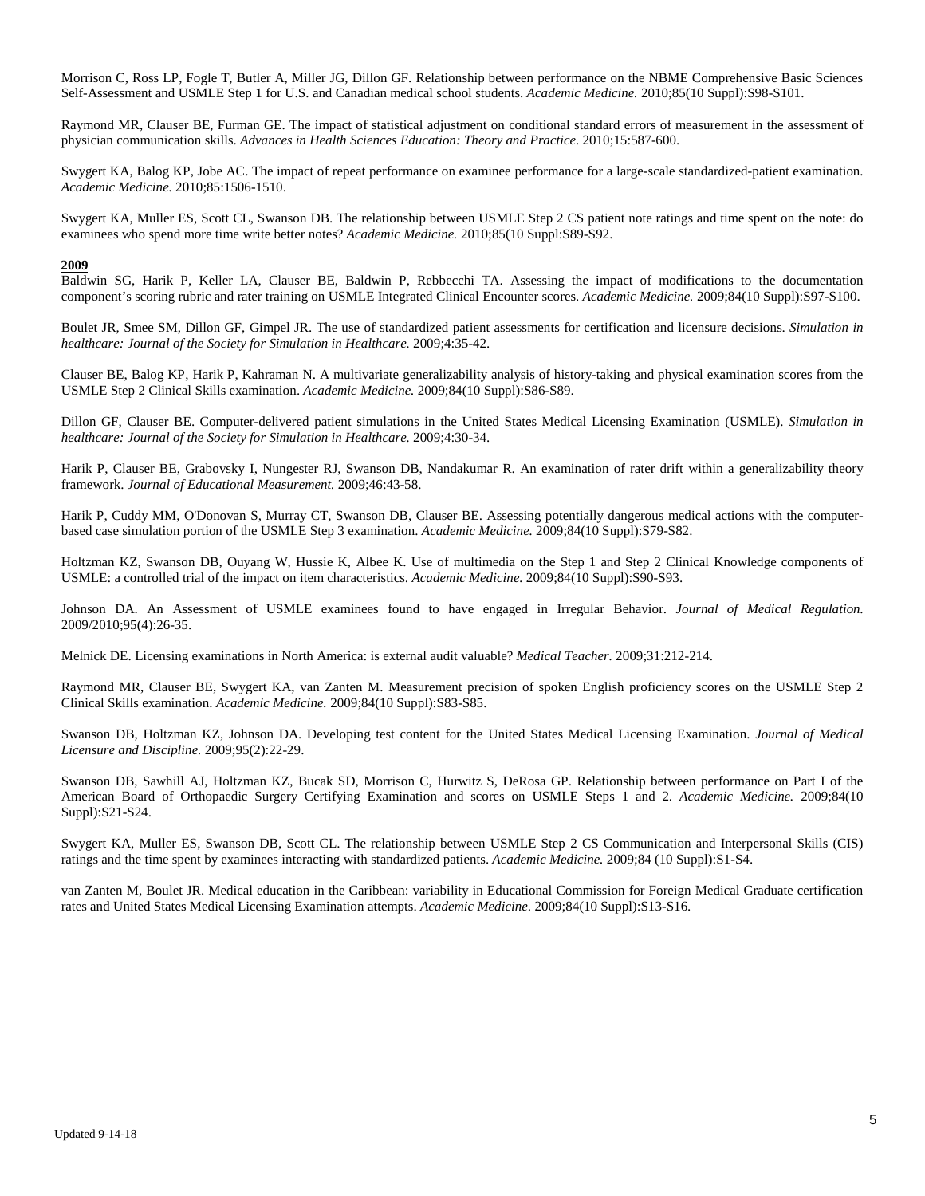Morrison C, Ross LP, Fogle T, Butler A, Miller JG, Dillon GF. Relationship between performance on the NBME Comprehensive Basic Sciences Self-Assessment and USMLE Step 1 for U.S. and Canadian medical school students. *Academic Medicine.* 2010;85(10 Suppl):S98-S101.

Raymond MR, Clauser BE, Furman GE. The impact of statistical adjustment on conditional standard errors of measurement in the assessment of physician communication skills. *Advances in Health Sciences Education: Theory and Practice*. 2010;15:587-600.

Swygert KA, Balog KP, Jobe AC. The impact of repeat performance on examinee performance for a large-scale standardized-patient examination. *Academic Medicine.* 2010;85:1506-1510.

Swygert KA, Muller ES, Scott CL, Swanson DB. The relationship between USMLE Step 2 CS patient note ratings and time spent on the note: do examinees who spend more time write better notes? *Academic Medicine.* 2010;85(10 Suppl:S89-S92.

**2009**

Baldwin SG, Harik P, Keller LA, Clauser BE, Baldwin P, Rebbecchi TA. Assessing the impact of modifications to the documentation component's scoring rubric and rater training on USMLE Integrated Clinical Encounter scores. *Academic Medicine.* 2009;84(10 Suppl):S97-S100.

Boulet JR, Smee SM, Dillon GF, Gimpel JR. The use of standardized patient assessments for certification and licensure decisions. *Simulation in healthcare: Journal of the Society for Simulation in Healthcare.* 2009;4:35-42.

Clauser BE, Balog KP, Harik P, Kahraman N. A multivariate generalizability analysis of history-taking and physical examination scores from the USMLE Step 2 Clinical Skills examination. *Academic Medicine.* 2009;84(10 Suppl):S86-S89.

Dillon GF, Clauser BE. Computer-delivered patient simulations in the United States Medical Licensing Examination (USMLE). *Simulation in healthcare: Journal of the Society for Simulation in Healthcare.* 2009;4:30-34.

Harik P, Clauser BE, Grabovsky I, Nungester RJ, Swanson DB, Nandakumar R. An examination of rater drift within a generalizability theory framework. *Journal of Educational Measurement.* 2009;46:43-58.

Harik P, Cuddy MM, O'Donovan S, Murray CT, Swanson DB, Clauser BE. Assessing potentially dangerous medical actions with the computer-based case simulation portion of the USMLE Step 3 examination. *Academic Medicine.* 2009;84(10 Suppl):S79-S82.

Holtzman KZ, Swanson DB, Ouyang W, Hussie K, Albee K. Use of multimedia on the Step 1 and Step 2 Clinical Knowledge components of USMLE: a controlled trial of the impact on item characteristics. *Academic Medicine.* 2009;84(10 Suppl):S90-S93.

Johnson DA. An Assessment of USMLE examinees found to have engaged in Irregular Behavior. *Journal of Medical Regulation.* 2009/2010;95(4):26-35.

Melnick DE. Licensing examinations in North America: is external audit valuable? *Medical Teacher.* 2009;31:212-214.

Raymond MR, Clauser BE, Swygert KA, van Zanten M. Measurement precision of spoken English proficiency scores on the USMLE Step 2 Clinical Skills examination. *Academic Medicine.* 2009;84(10 Suppl):S83-S85.

Swanson DB, Holtzman KZ, Johnson DA. Developing test content for the United States Medical Licensing Examination. *Journal of Medical Licensure and Discipline.* 2009;95(2):22-29.

Swanson DB, Sawhill AJ, Holtzman KZ, Bucak SD, Morrison C, Hurwitz S, DeRosa GP. Relationship between performance on Part I of the American Board of Orthopaedic Surgery Certifying Examination and scores on USMLE Steps 1 and 2. *Academic Medicine.* 2009;84(10 Suppl):S21-S24.

Swygert KA, Muller ES, Swanson DB, Scott CL. The relationship between USMLE Step 2 CS Communication and Interpersonal Skills (CIS) ratings and the time spent by examinees interacting with standardized patients. *Academic Medicine.* 2009;84 (10 Suppl):S1-S4.

van Zanten M, Boulet JR. Medical education in the Caribbean: variability in Educational Commission for Foreign Medical Graduate certification rates and United States Medical Licensing Examination attempts. *Academic Medicine*. 2009;84(10 Suppl):S13-S16.

Updated 9-14-18